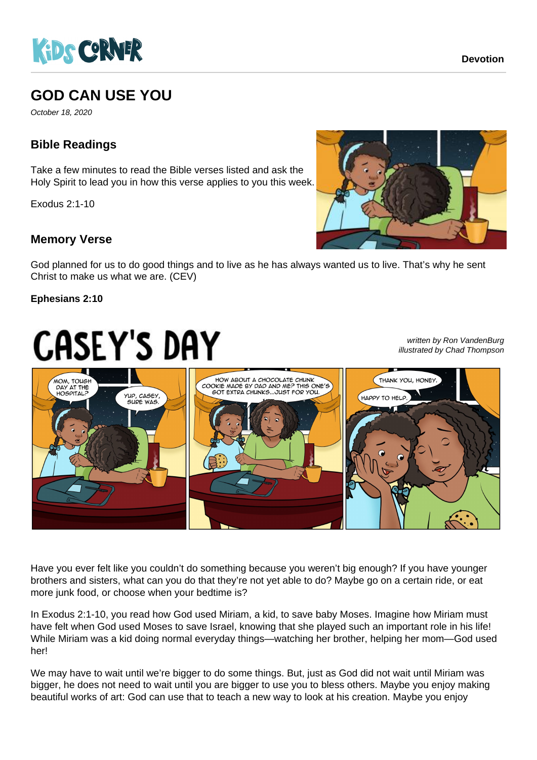Devotion

# GOD CAN USE YOU

*October 18, 2020*

## Bible Readings

Take a few minutes to read the Bible verses listed and ask the Holy Spirit to lead you in how this verse applies to you this week.

Exodus 2:1-10

## Memory Verse

God planned for us to do good things and to live as he has always wanted us to live. That's why he sent Christ to make us what we are. (CEV)

**Ephesians 2:10**

# CASEY'S DAY

*written by Ron VandenBurg*
*illustrated by Chad Thompson*

Have you ever felt like you couldn't do something because you weren't big enough? If you have younger brothers and sisters, what can you do that they're not yet able to do? Maybe go on a certain ride, or eat more junk food, or choose when your bedtime is?

In Exodus 2:1-10, you read how God used Miriam, a kid, to save baby Moses. Imagine how Miriam must have felt when God used Moses to save Israel, knowing that she played such an important role in his life! While Miriam was a kid doing normal everyday things—watching her brother, helping her mom—God used her!

We may have to wait until we're bigger to do some things. But, just as God did not wait until Miriam was bigger, he does not need to wait until you are bigger to use you to bless others. Maybe you enjoy making beautiful works of art: God can use that to teach a new way to look at his creation. Maybe you enjoy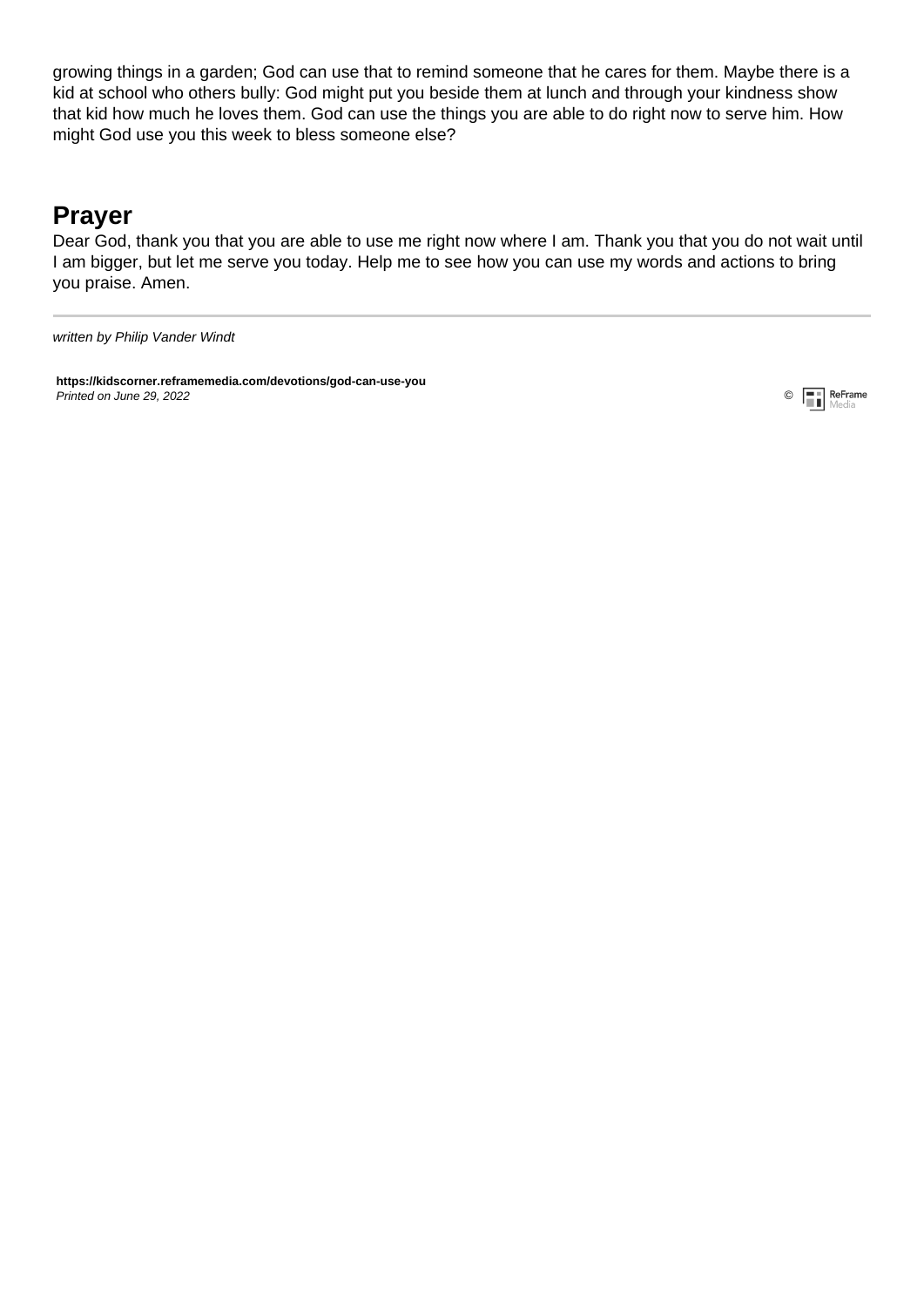growing things in a garden; God can use that to remind someone that he cares for them. Maybe there is a kid at school who others bully: God might put you beside them at lunch and through your kindness show that kid how much he loves them. God can use the things you are able to do right now to serve him. How might God use you this week to bless someone else?

## Prayer

Dear God, thank you that you are able to use me right now where I am. Thank you that you do not wait until I am bigger, but let me serve you today. Help me to see how you can use my words and actions to bring you praise. Amen.

---

*written by Philip Vander Windt*

**https://kidscorner.reframemedia.com/devotions/god-can-use-you**
*Printed on June 29, 2022*

© ReFrame Media